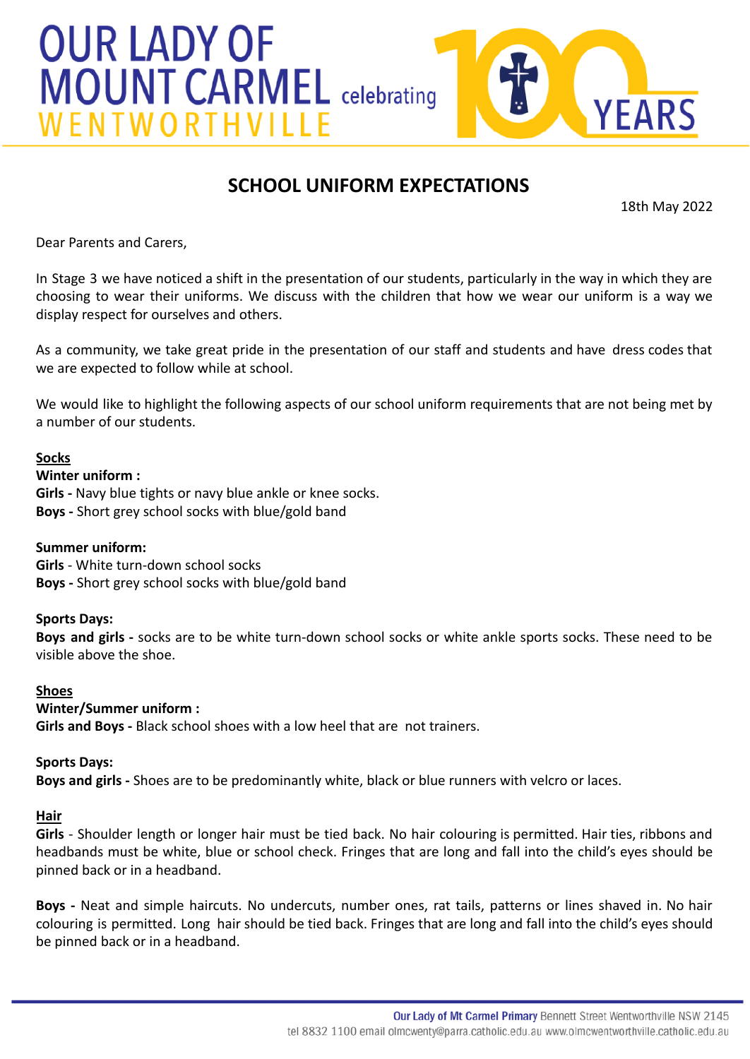# OUR LADY OF MOUNT CARMEL WENTWORTHVILLE celebrating 100 YEARS

## SCHOOL UNIFORM EXPECTATIONS

18th May 2022

Dear Parents and Carers,

In Stage 3 we have noticed a shift in the presentation of our students, particularly in the way in which they are choosing to wear their uniforms. We discuss with the children that how we wear our uniform is a way we display respect for ourselves and others.

As a community, we take great pride in the presentation of our staff and students and have dress codes that we are expected to follow while at school.

We would like to highlight the following aspects of our school uniform requirements that are not being met by a number of our students.

**Socks**

**Winter uniform :**
**Girls -** Navy blue tights or navy blue ankle or knee socks.
**Boys -** Short grey school socks with blue/gold band

**Summer uniform:**
**Girls** - White turn-down school socks
**Boys -** Short grey school socks with blue/gold band

**Sports Days:**
**Boys and girls -** socks are to be white turn-down school socks or white ankle sports socks. These need to be visible above the shoe.

**Shoes**

**Winter/Summer uniform :**
**Girls and Boys -** Black school shoes with a low heel that are not trainers.

**Sports Days:**
**Boys and girls -** Shoes are to be predominantly white, black or blue runners with velcro or laces.

**Hair**

**Girls** - Shoulder length or longer hair must be tied back. No hair colouring is permitted. Hair ties, ribbons and headbands must be white, blue or school check. Fringes that are long and fall into the child's eyes should be pinned back or in a headband.

**Boys -** Neat and simple haircuts. No undercuts, number ones, rat tails, patterns or lines shaved in. No hair colouring is permitted. Long hair should be tied back. Fringes that are long and fall into the child's eyes should be pinned back or in a headband.

**Our Lady of Mt Carmel Primary** Bennett Street Wentworthville NSW 2145
tel 8832 1100 email olmcwenty@parra.catholic.edu.au www.olmcwentworthville.catholic.edu.au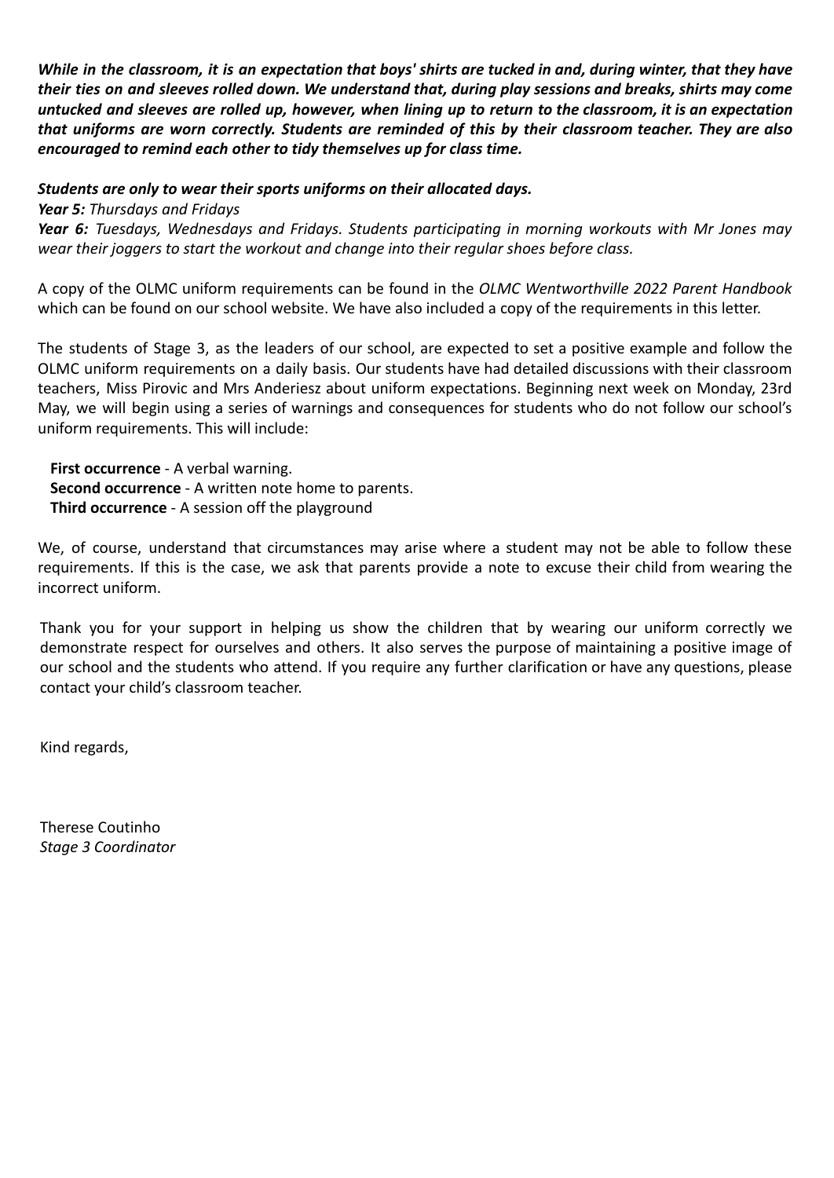***While in the classroom, it is an expectation that boys' shirts are tucked in and, during winter, that they have their ties on and sleeves rolled down. We understand that, during play sessions and breaks, shirts may come untucked and sleeves are rolled up, however, when lining up to return to the classroom, it is an expectation that uniforms are worn correctly. Students are reminded of this by their classroom teacher. They are also encouraged to remind each other to tidy themselves up for class time.***

***Students are only to wear their sports uniforms on their allocated days.***

***Year 5:*** *Thursdays and Fridays*

***Year 6:*** *Tuesdays, Wednesdays and Fridays. Students participating in morning workouts with Mr Jones may wear their joggers to start the workout and change into their regular shoes before class.*

A copy of the OLMC uniform requirements can be found in the *OLMC Wentworthville 2022 Parent Handbook* which can be found on our school website. We have also included a copy of the requirements in this letter.

The students of Stage 3, as the leaders of our school, are expected to set a positive example and follow the OLMC uniform requirements on a daily basis. Our students have had detailed discussions with their classroom teachers, Miss Pirovic and Mrs Anderiesz about uniform expectations. Beginning next week on Monday, 23rd May, we will begin using a series of warnings and consequences for students who do not follow our school's uniform requirements. This will include:

**First occurrence** - A verbal warning.
**Second occurrence** - A written note home to parents.
**Third occurrence** - A session off the playground

We, of course, understand that circumstances may arise where a student may not be able to follow these requirements. If this is the case, we ask that parents provide a note to excuse their child from wearing the incorrect uniform.

Thank you for your support in helping us show the children that by wearing our uniform correctly we demonstrate respect for ourselves and others. It also serves the purpose of maintaining a positive image of our school and the students who attend. If you require any further clarification or have any questions, please contact your child's classroom teacher.

Kind regards,

Therese Coutinho
*Stage 3 Coordinator*